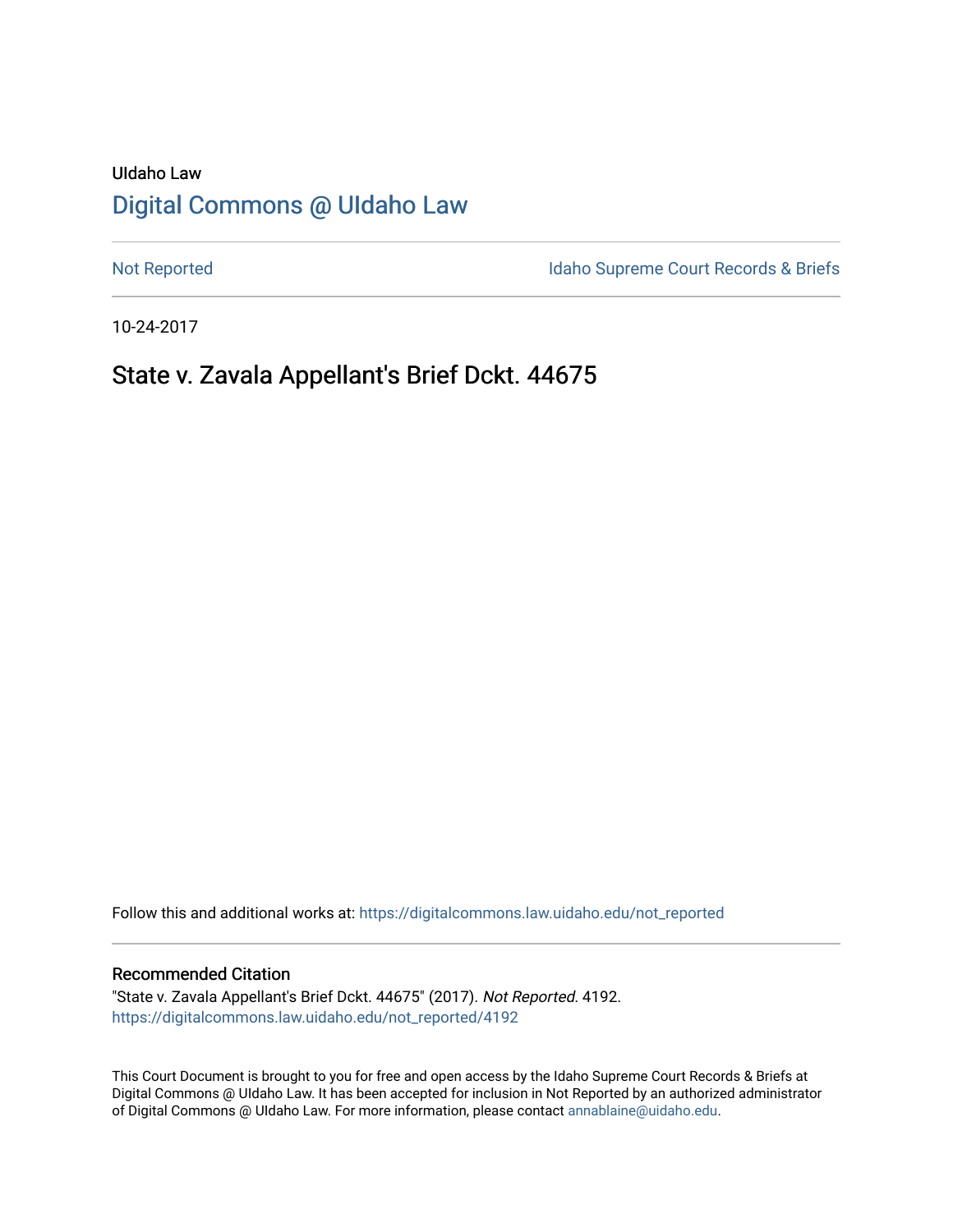UIdaho Law

[Digital Commons @ UIdaho Law](https://digitalcommons.law.uidaho.edu)

Not Reported | Idaho Supreme Court Records & Briefs

10-24-2017

# State v. Zavala Appellant's Brief Dckt. 44675

Follow this and additional works at: https://digitalcommons.law.uidaho.edu/not_reported

## Recommended Citation

"State v. Zavala Appellant's Brief Dckt. 44675" (2017). *Not Reported*. 4192.
https://digitalcommons.law.uidaho.edu/not_reported/4192

This Court Document is brought to you for free and open access by the Idaho Supreme Court Records & Briefs at Digital Commons @ UIdaho Law. It has been accepted for inclusion in Not Reported by an authorized administrator of Digital Commons @ UIdaho Law. For more information, please contact annablaine@uidaho.edu.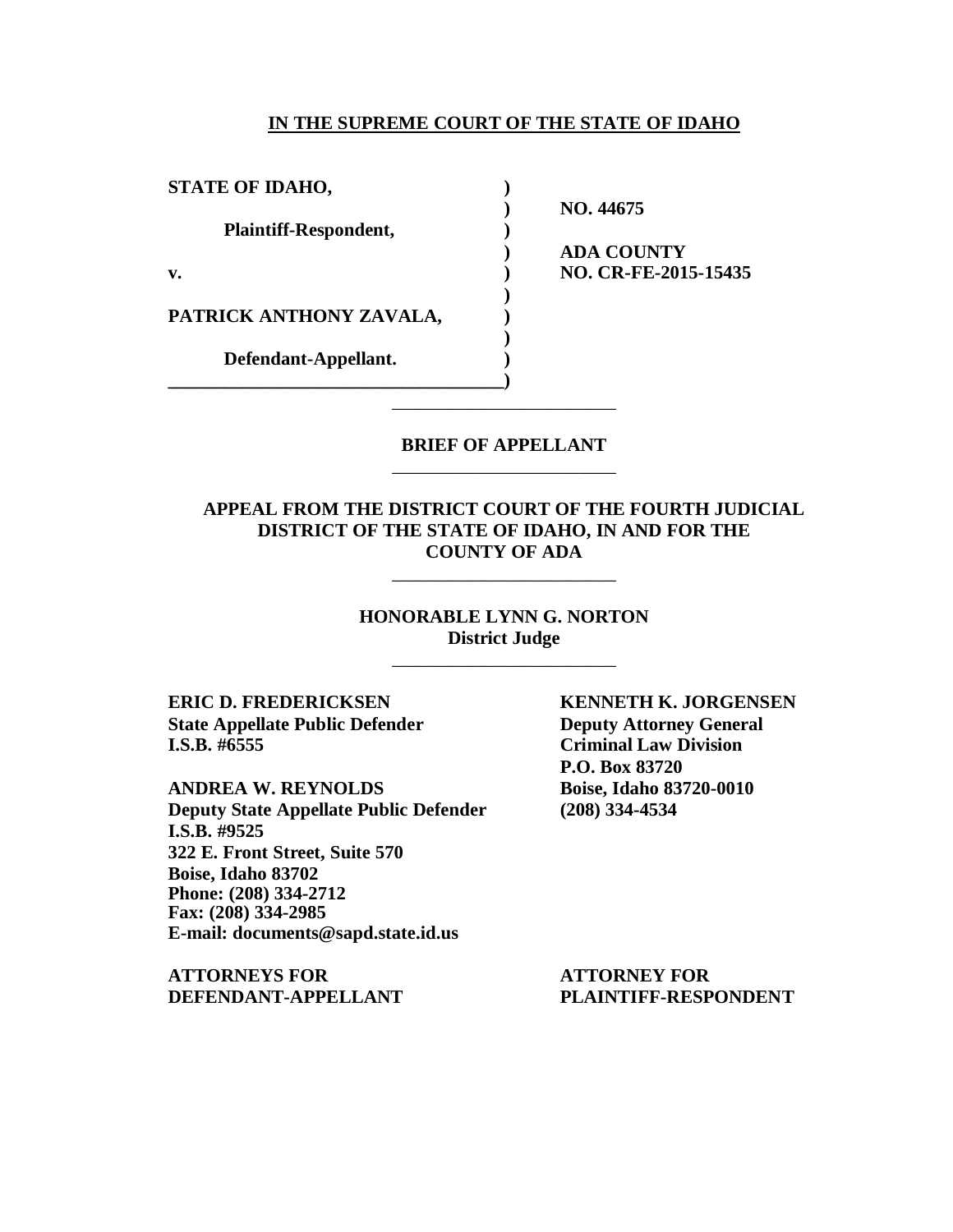**IN THE SUPREME COURT OF THE STATE OF IDAHO**

| | | |
|---|---|---|
| **STATE OF IDAHO,** | ) | |
| | ) | **NO. 44675** |
| **Plaintiff-Respondent,** | ) | |
| | ) | **ADA COUNTY** |
| **v.** | ) | **NO. CR-FE-2015-15435** |
| | ) | |
| **PATRICK ANTHONY ZAVALA,** | ) | |
| | ) | |
| **Defendant-Appellant.** | ) | |
| | ) | |

---

**BRIEF OF APPELLANT**

---

**APPEAL FROM THE DISTRICT COURT OF THE FOURTH JUDICIAL DISTRICT OF THE STATE OF IDAHO, IN AND FOR THE COUNTY OF ADA**

---

**HONORABLE LYNN G. NORTON**
**District Judge**

---

**ERIC D. FREDERICKSEN**
**State Appellate Public Defender**
**I.S.B. #6555**

**ANDREA W. REYNOLDS**
**Deputy State Appellate Public Defender**
**I.S.B. #9525**
**322 E. Front Street, Suite 570**
**Boise, Idaho 83702**
**Phone: (208) 334-2712**
**Fax: (208) 334-2985**
**E-mail: documents@sapd.state.id.us**

**ATTORNEYS FOR DEFENDANT-APPELLANT**

**KENNETH K. JORGENSEN**
**Deputy Attorney General**
**Criminal Law Division**
**P.O. Box 83720**
**Boise, Idaho 83720-0010**
**(208) 334-4534**

**ATTORNEY FOR PLAINTIFF-RESPONDENT**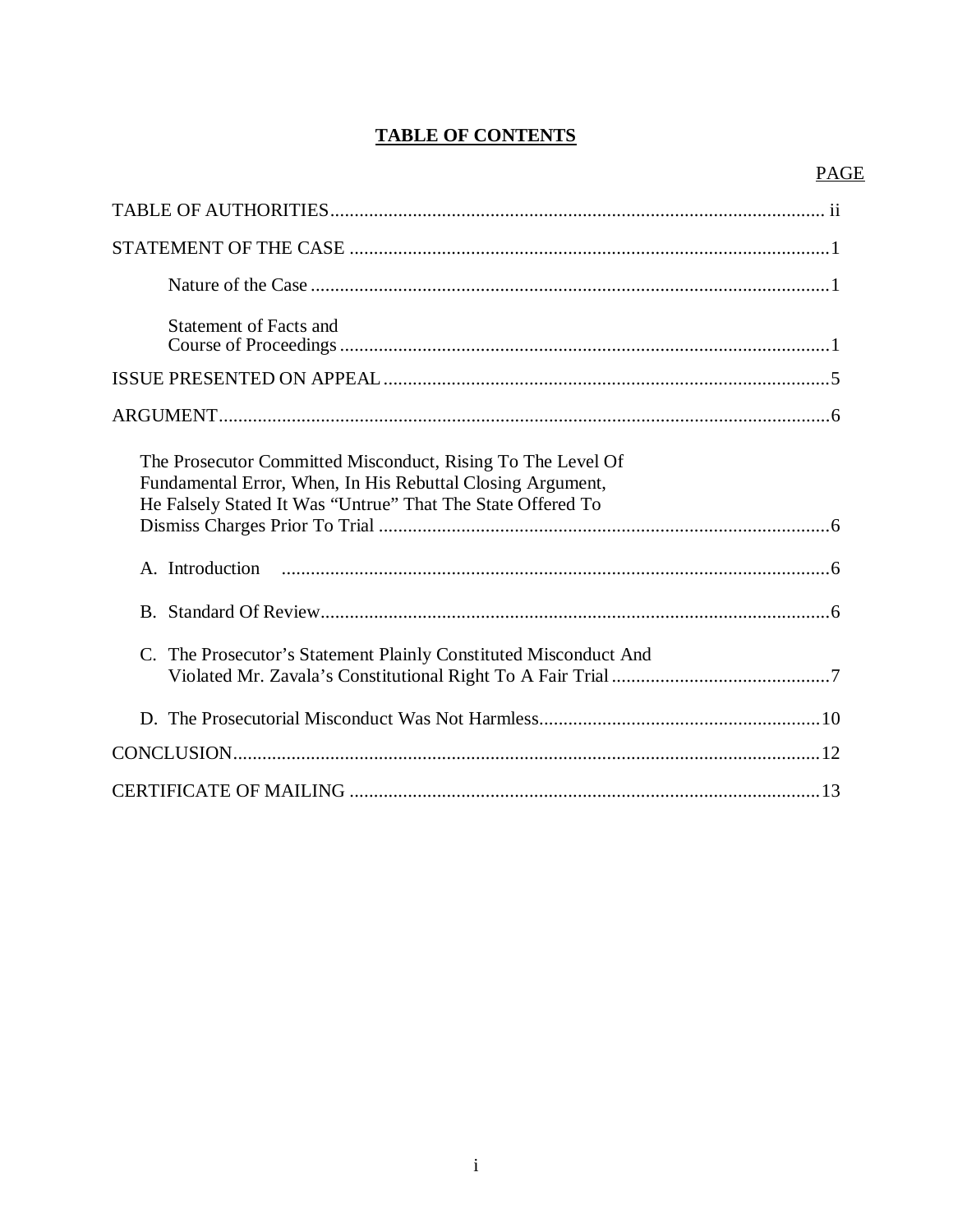# TABLE OF CONTENTS

| | PAGE |
|---|---|
| TABLE OF AUTHORITIES | ii |
| STATEMENT OF THE CASE | 1 |
| Nature of the Case | 1 |
| Statement of Facts and Course of Proceedings | 1 |
| ISSUE PRESENTED ON APPEAL | 5 |
| ARGUMENT | 6 |
| The Prosecutor Committed Misconduct, Rising To The Level Of Fundamental Error, When, In His Rebuttal Closing Argument, He Falsely Stated It Was "Untrue" That The State Offered To Dismiss Charges Prior To Trial | 6 |
| A. Introduction | 6 |
| B. Standard Of Review | 6 |
| C. The Prosecutor's Statement Plainly Constituted Misconduct And Violated Mr. Zavala's Constitutional Right To A Fair Trial | 7 |
| D. The Prosecutorial Misconduct Was Not Harmless | 10 |
| CONCLUSION | 12 |
| CERTIFICATE OF MAILING | 13 |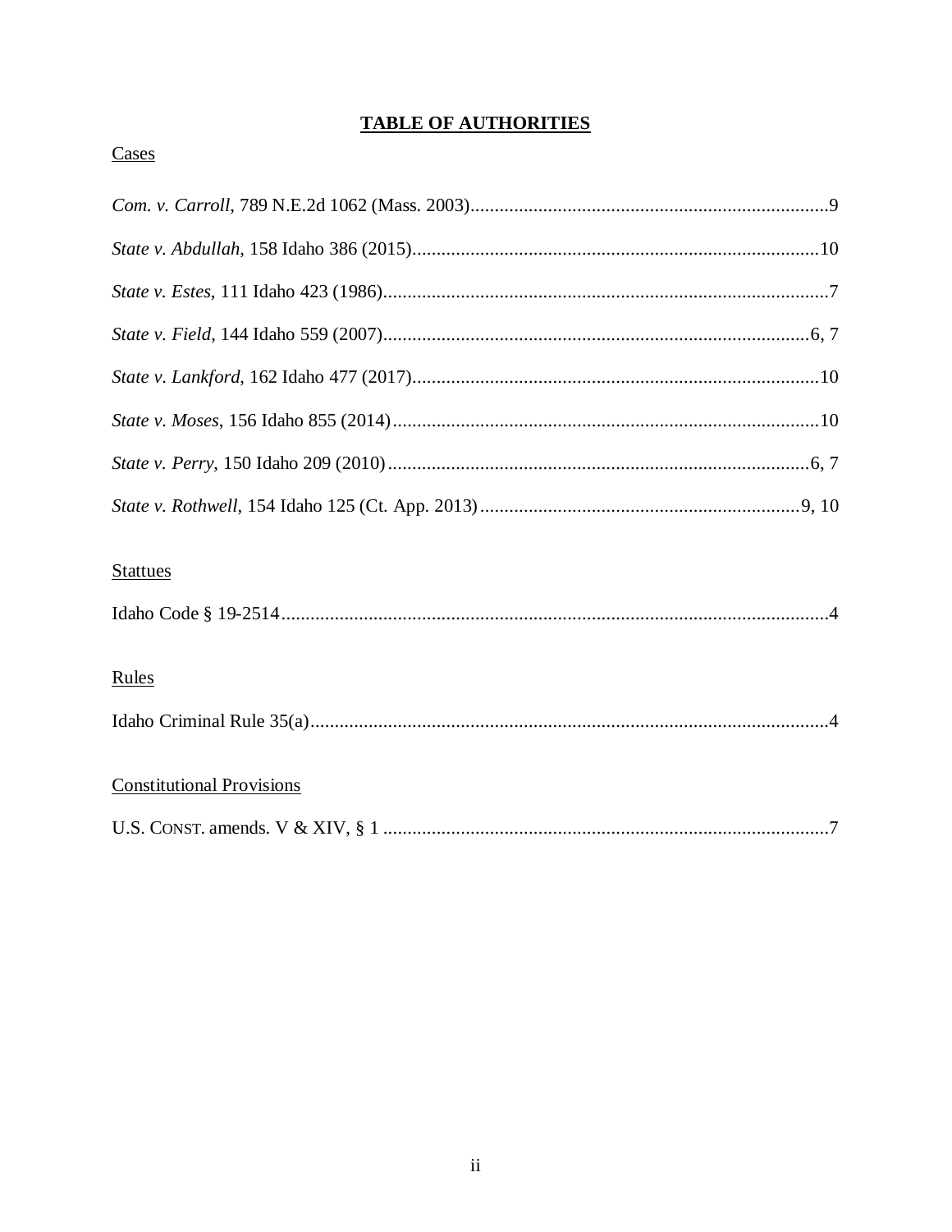# TABLE OF AUTHORITIES

Cases

*Com. v. Carroll*, 789 N.E.2d 1062 (Mass. 2003)..........................................................................9

*State v. Abdullah*, 158 Idaho 386 (2015)....................................................................................10

*State v. Estes*, 111 Idaho 423 (1986)............................................................................................7

*State v. Field*, 144 Idaho 559 (2007)........................................................................................6, 7

*State v. Lankford*, 162 Idaho 477 (2017)...................................................................................10

*State v. Moses*, 156 Idaho 855 (2014)........................................................................................10

*State v. Perry*, 150 Idaho 209 (2010).......................................................................................6, 7

*State v. Rothwell*, 154 Idaho 125 (Ct. App. 2013)..................................................................9, 10

Stattues

Idaho Code § 19-2514.................................................................................................................4

Rules

Idaho Criminal Rule 35(a)...........................................................................................................4

Constitutional Provisions

U.S. CONST. amends. V & XIV, § 1 ...........................................................................................7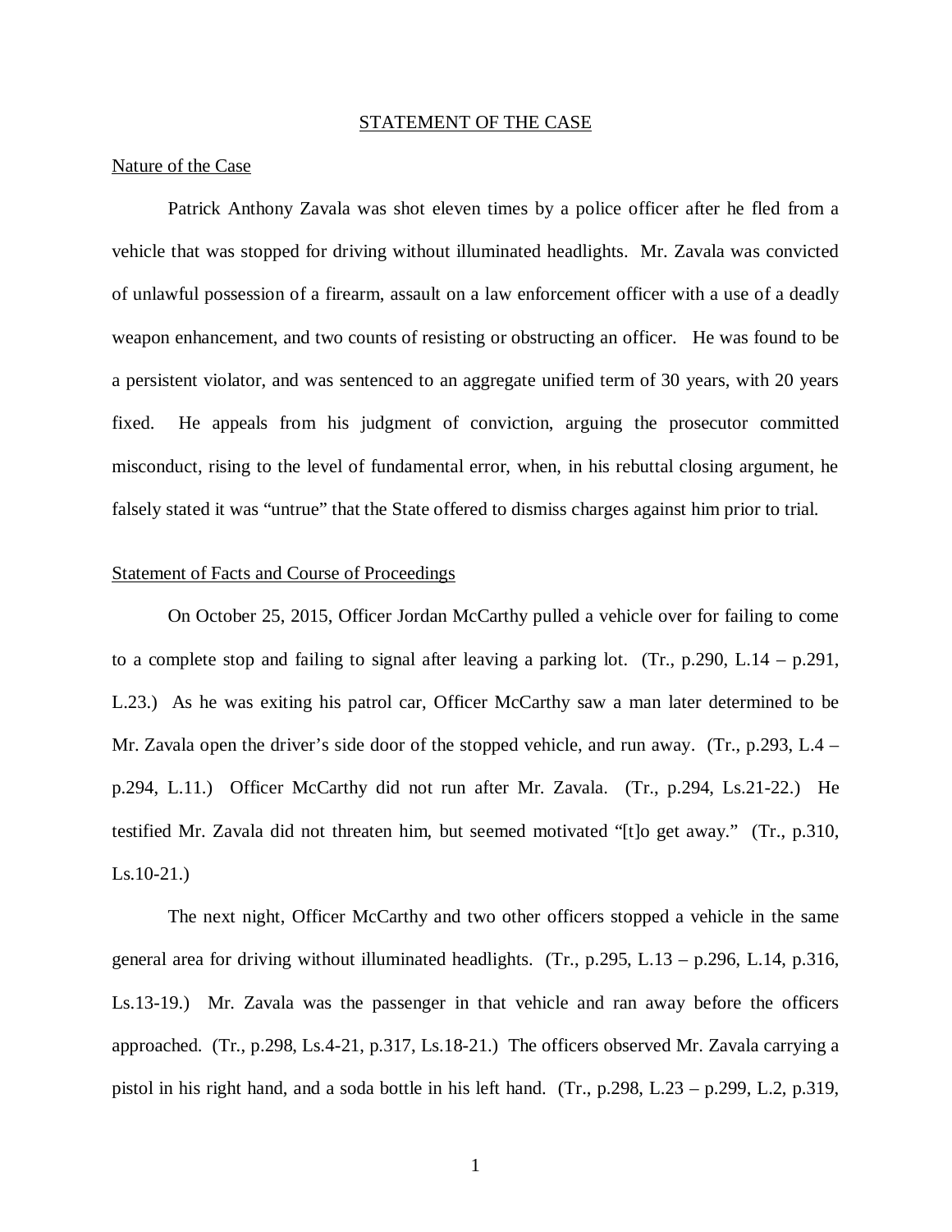## STATEMENT OF THE CASE

### Nature of the Case

Patrick Anthony Zavala was shot eleven times by a police officer after he fled from a vehicle that was stopped for driving without illuminated headlights. Mr. Zavala was convicted of unlawful possession of a firearm, assault on a law enforcement officer with a use of a deadly weapon enhancement, and two counts of resisting or obstructing an officer. He was found to be a persistent violator, and was sentenced to an aggregate unified term of 30 years, with 20 years fixed. He appeals from his judgment of conviction, arguing the prosecutor committed misconduct, rising to the level of fundamental error, when, in his rebuttal closing argument, he falsely stated it was "untrue" that the State offered to dismiss charges against him prior to trial.

### Statement of Facts and Course of Proceedings

On October 25, 2015, Officer Jordan McCarthy pulled a vehicle over for failing to come to a complete stop and failing to signal after leaving a parking lot. (Tr., p.290, L.14 – p.291, L.23.) As he was exiting his patrol car, Officer McCarthy saw a man later determined to be Mr. Zavala open the driver's side door of the stopped vehicle, and run away. (Tr., p.293, L.4 – p.294, L.11.) Officer McCarthy did not run after Mr. Zavala. (Tr., p.294, Ls.21-22.) He testified Mr. Zavala did not threaten him, but seemed motivated "[t]o get away." (Tr., p.310, Ls.10-21.)

The next night, Officer McCarthy and two other officers stopped a vehicle in the same general area for driving without illuminated headlights. (Tr., p.295, L.13 – p.296, L.14, p.316, Ls.13-19.) Mr. Zavala was the passenger in that vehicle and ran away before the officers approached. (Tr., p.298, Ls.4-21, p.317, Ls.18-21.) The officers observed Mr. Zavala carrying a pistol in his right hand, and a soda bottle in his left hand. (Tr., p.298, L.23 – p.299, L.2, p.319,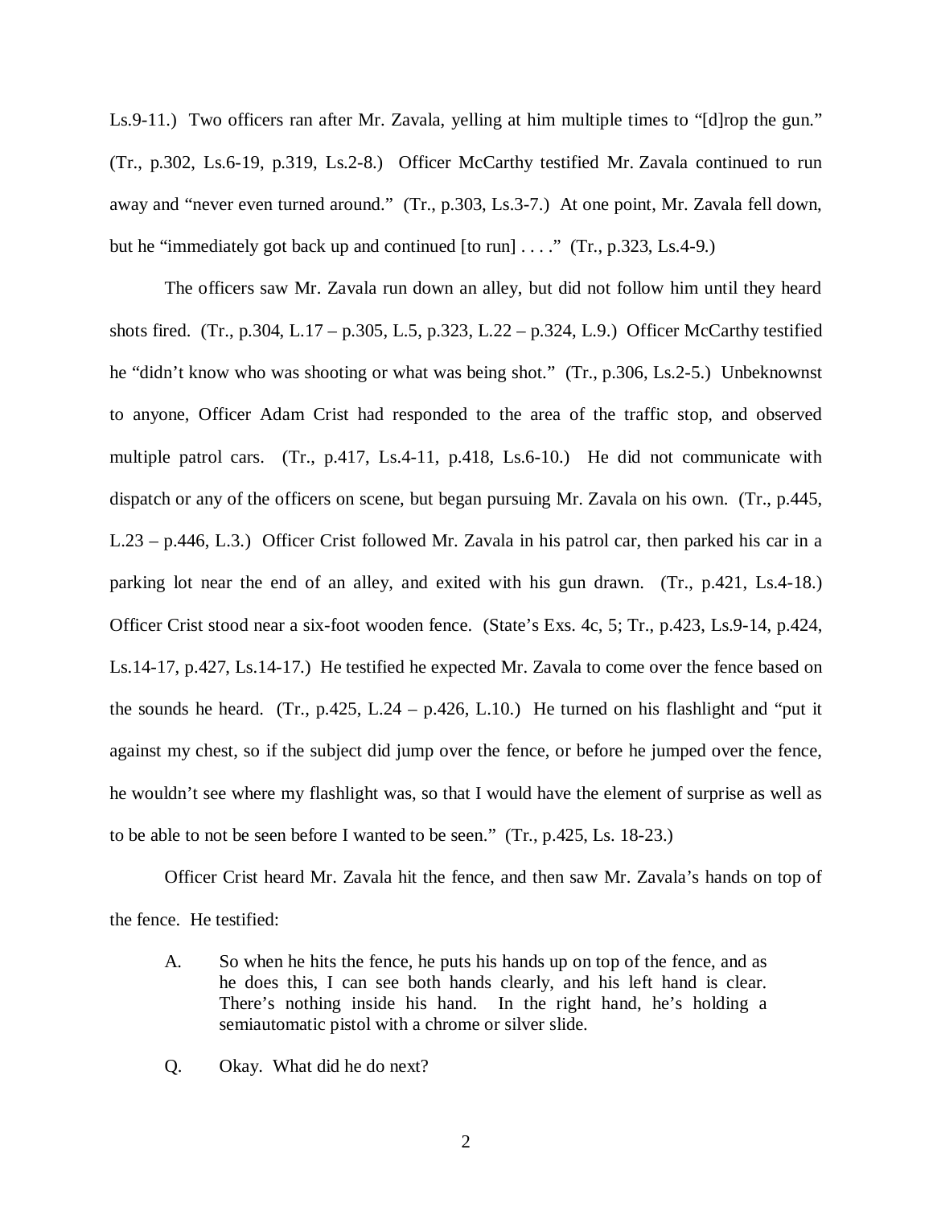Ls.9-11.) Two officers ran after Mr. Zavala, yelling at him multiple times to "[d]rop the gun." (Tr., p.302, Ls.6-19, p.319, Ls.2-8.) Officer McCarthy testified Mr. Zavala continued to run away and "never even turned around." (Tr., p.303, Ls.3-7.) At one point, Mr. Zavala fell down, but he "immediately got back up and continued [to run] . . . ." (Tr., p.323, Ls.4-9.)

The officers saw Mr. Zavala run down an alley, but did not follow him until they heard shots fired. (Tr., p.304, L.17 – p.305, L.5, p.323, L.22 – p.324, L.9.) Officer McCarthy testified he "didn't know who was shooting or what was being shot." (Tr., p.306, Ls.2-5.) Unbeknownst to anyone, Officer Adam Crist had responded to the area of the traffic stop, and observed multiple patrol cars. (Tr., p.417, Ls.4-11, p.418, Ls.6-10.) He did not communicate with dispatch or any of the officers on scene, but began pursuing Mr. Zavala on his own. (Tr., p.445, L.23 – p.446, L.3.) Officer Crist followed Mr. Zavala in his patrol car, then parked his car in a parking lot near the end of an alley, and exited with his gun drawn. (Tr., p.421, Ls.4-18.) Officer Crist stood near a six-foot wooden fence. (State's Exs. 4c, 5; Tr., p.423, Ls.9-14, p.424, Ls.14-17, p.427, Ls.14-17.) He testified he expected Mr. Zavala to come over the fence based on the sounds he heard. (Tr., p.425, L.24 – p.426, L.10.) He turned on his flashlight and "put it against my chest, so if the subject did jump over the fence, or before he jumped over the fence, he wouldn't see where my flashlight was, so that I would have the element of surprise as well as to be able to not be seen before I wanted to be seen." (Tr., p.425, Ls. 18-23.)

Officer Crist heard Mr. Zavala hit the fence, and then saw Mr. Zavala's hands on top of the fence. He testified:

> A. So when he hits the fence, he puts his hands up on top of the fence, and as he does this, I can see both hands clearly, and his left hand is clear. There's nothing inside his hand. In the right hand, he's holding a semiautomatic pistol with a chrome or silver slide.
>
> Q. Okay. What did he do next?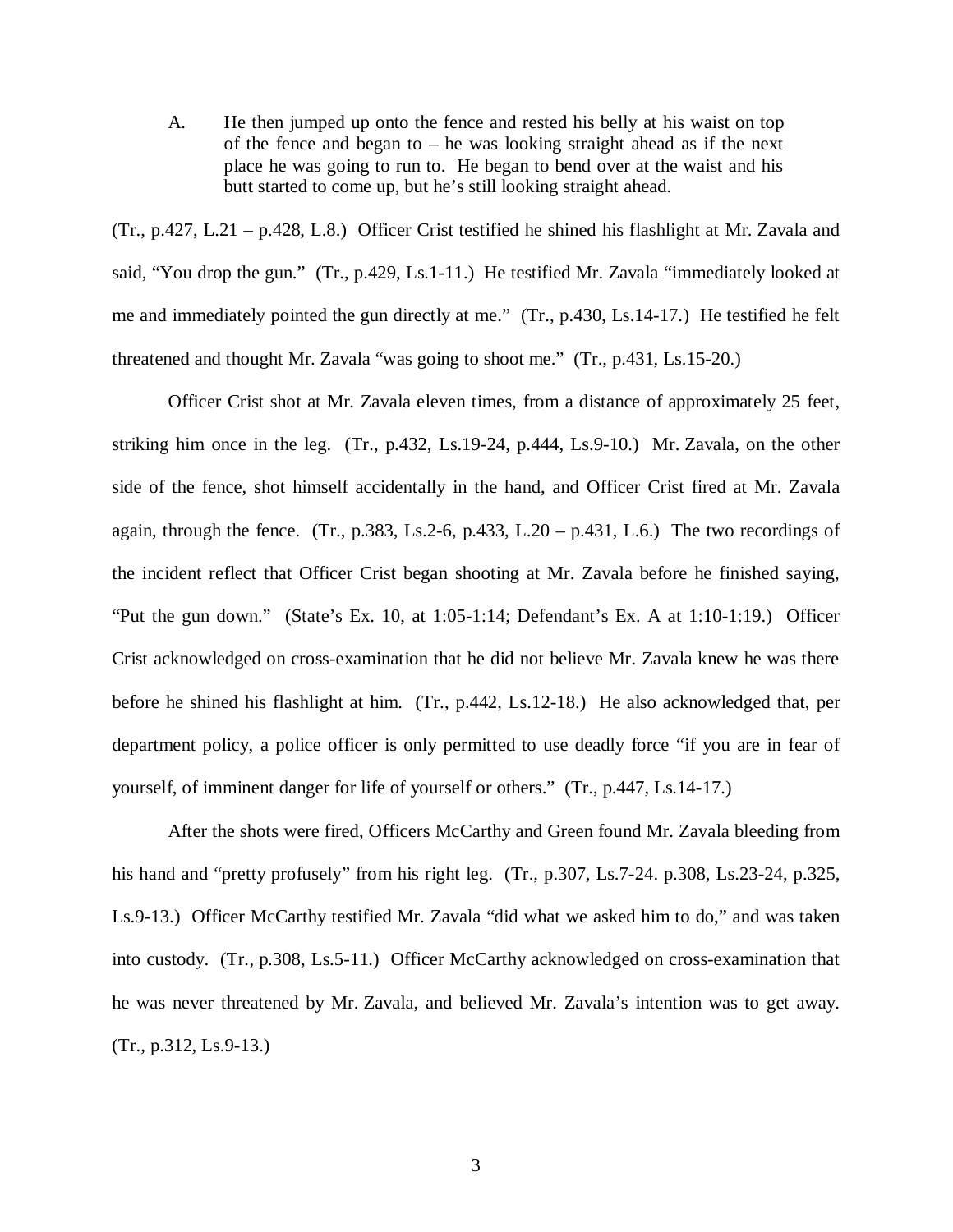A. He then jumped up onto the fence and rested his belly at his waist on top of the fence and began to – he was looking straight ahead as if the next place he was going to run to. He began to bend over at the waist and his butt started to come up, but he's still looking straight ahead.

(Tr., p.427, L.21 – p.428, L.8.) Officer Crist testified he shined his flashlight at Mr. Zavala and said, "You drop the gun." (Tr., p.429, Ls.1-11.) He testified Mr. Zavala "immediately looked at me and immediately pointed the gun directly at me." (Tr., p.430, Ls.14-17.) He testified he felt threatened and thought Mr. Zavala "was going to shoot me." (Tr., p.431, Ls.15-20.)

Officer Crist shot at Mr. Zavala eleven times, from a distance of approximately 25 feet, striking him once in the leg. (Tr., p.432, Ls.19-24, p.444, Ls.9-10.) Mr. Zavala, on the other side of the fence, shot himself accidentally in the hand, and Officer Crist fired at Mr. Zavala again, through the fence. (Tr., p.383, Ls.2-6, p.433, L.20 – p.431, L.6.) The two recordings of the incident reflect that Officer Crist began shooting at Mr. Zavala before he finished saying, "Put the gun down." (State's Ex. 10, at 1:05-1:14; Defendant's Ex. A at 1:10-1:19.) Officer Crist acknowledged on cross-examination that he did not believe Mr. Zavala knew he was there before he shined his flashlight at him. (Tr., p.442, Ls.12-18.) He also acknowledged that, per department policy, a police officer is only permitted to use deadly force "if you are in fear of yourself, of imminent danger for life of yourself or others." (Tr., p.447, Ls.14-17.)

After the shots were fired, Officers McCarthy and Green found Mr. Zavala bleeding from his hand and "pretty profusely" from his right leg. (Tr., p.307, Ls.7-24. p.308, Ls.23-24, p.325, Ls.9-13.) Officer McCarthy testified Mr. Zavala "did what we asked him to do," and was taken into custody. (Tr., p.308, Ls.5-11.) Officer McCarthy acknowledged on cross-examination that he was never threatened by Mr. Zavala, and believed Mr. Zavala's intention was to get away. (Tr., p.312, Ls.9-13.)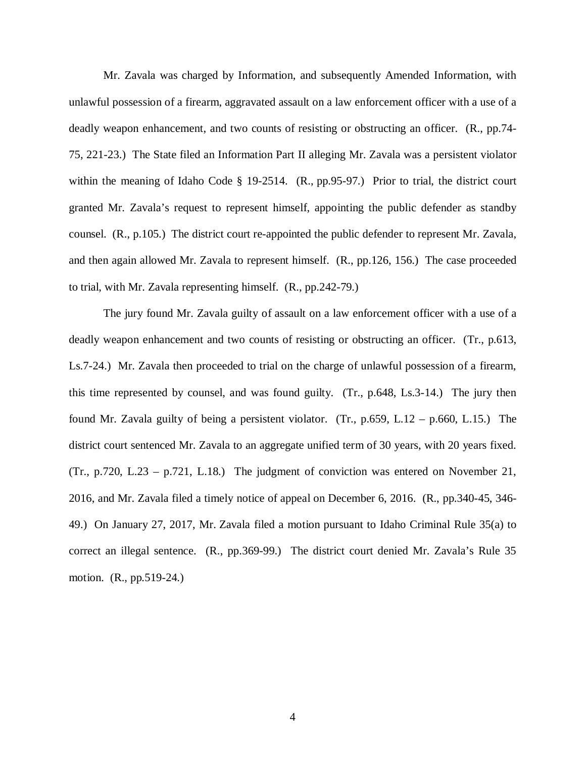Mr. Zavala was charged by Information, and subsequently Amended Information, with unlawful possession of a firearm, aggravated assault on a law enforcement officer with a use of a deadly weapon enhancement, and two counts of resisting or obstructing an officer. (R., pp.74-75, 221-23.) The State filed an Information Part II alleging Mr. Zavala was a persistent violator within the meaning of Idaho Code § 19-2514. (R., pp.95-97.) Prior to trial, the district court granted Mr. Zavala's request to represent himself, appointing the public defender as standby counsel. (R., p.105.) The district court re-appointed the public defender to represent Mr. Zavala, and then again allowed Mr. Zavala to represent himself. (R., pp.126, 156.) The case proceeded to trial, with Mr. Zavala representing himself. (R., pp.242-79.)

The jury found Mr. Zavala guilty of assault on a law enforcement officer with a use of a deadly weapon enhancement and two counts of resisting or obstructing an officer. (Tr., p.613, Ls.7-24.) Mr. Zavala then proceeded to trial on the charge of unlawful possession of a firearm, this time represented by counsel, and was found guilty. (Tr., p.648, Ls.3-14.) The jury then found Mr. Zavala guilty of being a persistent violator. (Tr., p.659, L.12 – p.660, L.15.) The district court sentenced Mr. Zavala to an aggregate unified term of 30 years, with 20 years fixed. (Tr., p.720, L.23 – p.721, L.18.) The judgment of conviction was entered on November 21, 2016, and Mr. Zavala filed a timely notice of appeal on December 6, 2016. (R., pp.340-45, 346-49.) On January 27, 2017, Mr. Zavala filed a motion pursuant to Idaho Criminal Rule 35(a) to correct an illegal sentence. (R., pp.369-99.) The district court denied Mr. Zavala's Rule 35 motion. (R., pp.519-24.)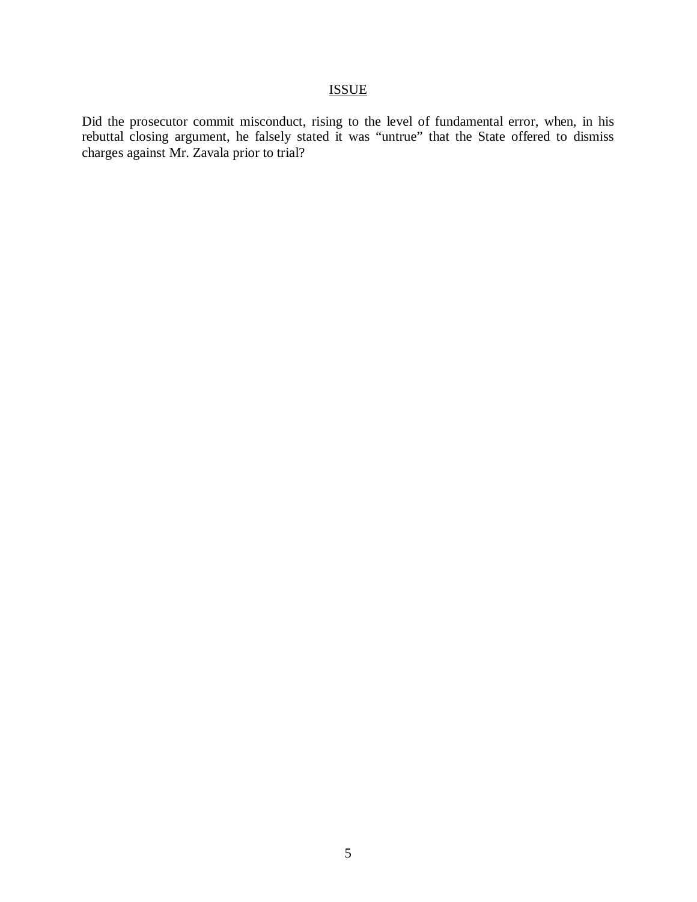## ISSUE

Did the prosecutor commit misconduct, rising to the level of fundamental error, when, in his rebuttal closing argument, he falsely stated it was "untrue" that the State offered to dismiss charges against Mr. Zavala prior to trial?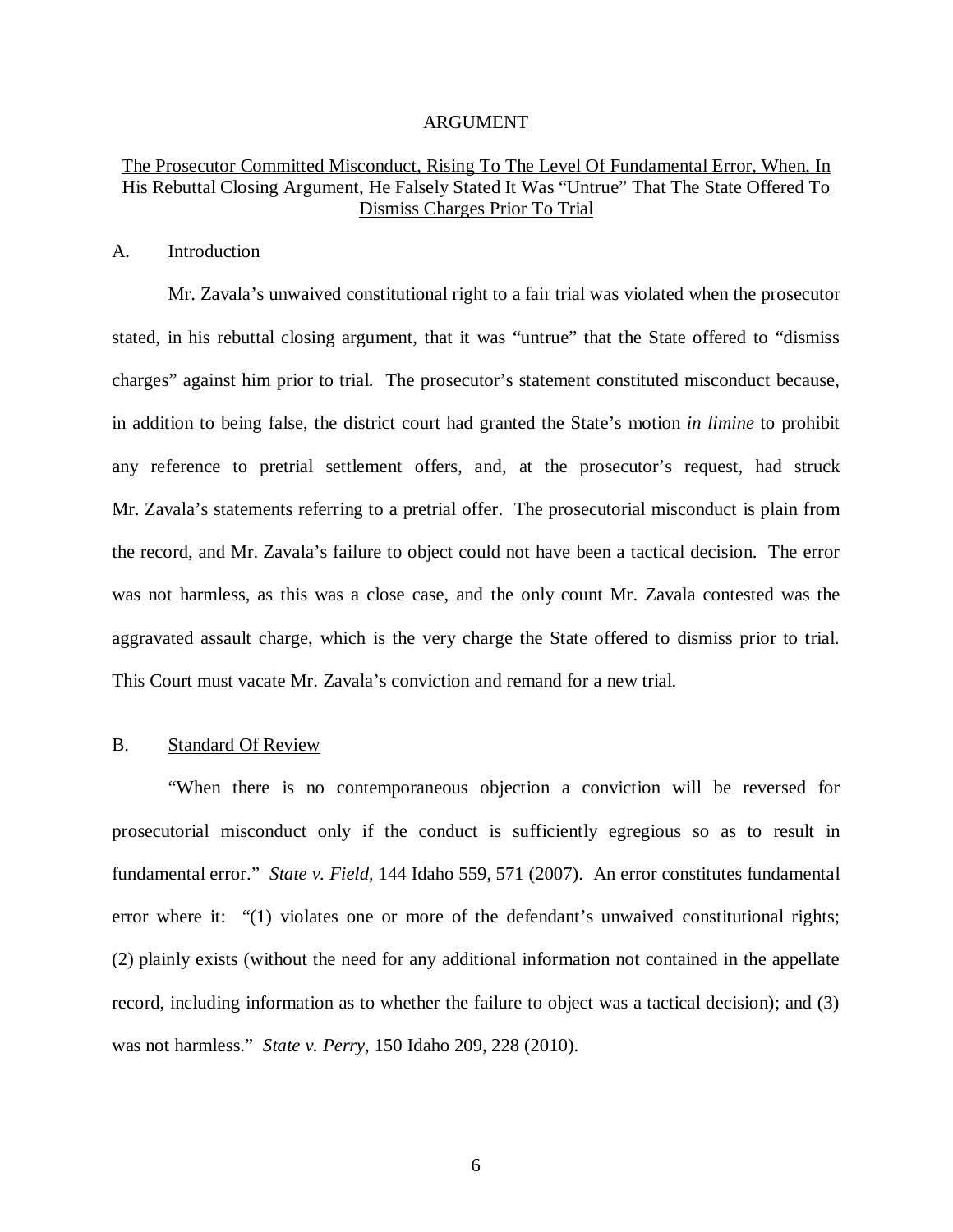## ARGUMENT

### The Prosecutor Committed Misconduct, Rising To The Level Of Fundamental Error, When, In His Rebuttal Closing Argument, He Falsely Stated It Was "Untrue" That The State Offered To Dismiss Charges Prior To Trial

#### A. Introduction

Mr. Zavala's unwaived constitutional right to a fair trial was violated when the prosecutor stated, in his rebuttal closing argument, that it was "untrue" that the State offered to "dismiss charges" against him prior to trial. The prosecutor's statement constituted misconduct because, in addition to being false, the district court had granted the State's motion *in limine* to prohibit any reference to pretrial settlement offers, and, at the prosecutor's request, had struck Mr. Zavala's statements referring to a pretrial offer. The prosecutorial misconduct is plain from the record, and Mr. Zavala's failure to object could not have been a tactical decision. The error was not harmless, as this was a close case, and the only count Mr. Zavala contested was the aggravated assault charge, which is the very charge the State offered to dismiss prior to trial. This Court must vacate Mr. Zavala's conviction and remand for a new trial.

#### B. Standard Of Review

"When there is no contemporaneous objection a conviction will be reversed for prosecutorial misconduct only if the conduct is sufficiently egregious so as to result in fundamental error." *State v. Field*, 144 Idaho 559, 571 (2007). An error constitutes fundamental error where it: "(1) violates one or more of the defendant's unwaived constitutional rights; (2) plainly exists (without the need for any additional information not contained in the appellate record, including information as to whether the failure to object was a tactical decision); and (3) was not harmless." *State v. Perry*, 150 Idaho 209, 228 (2010).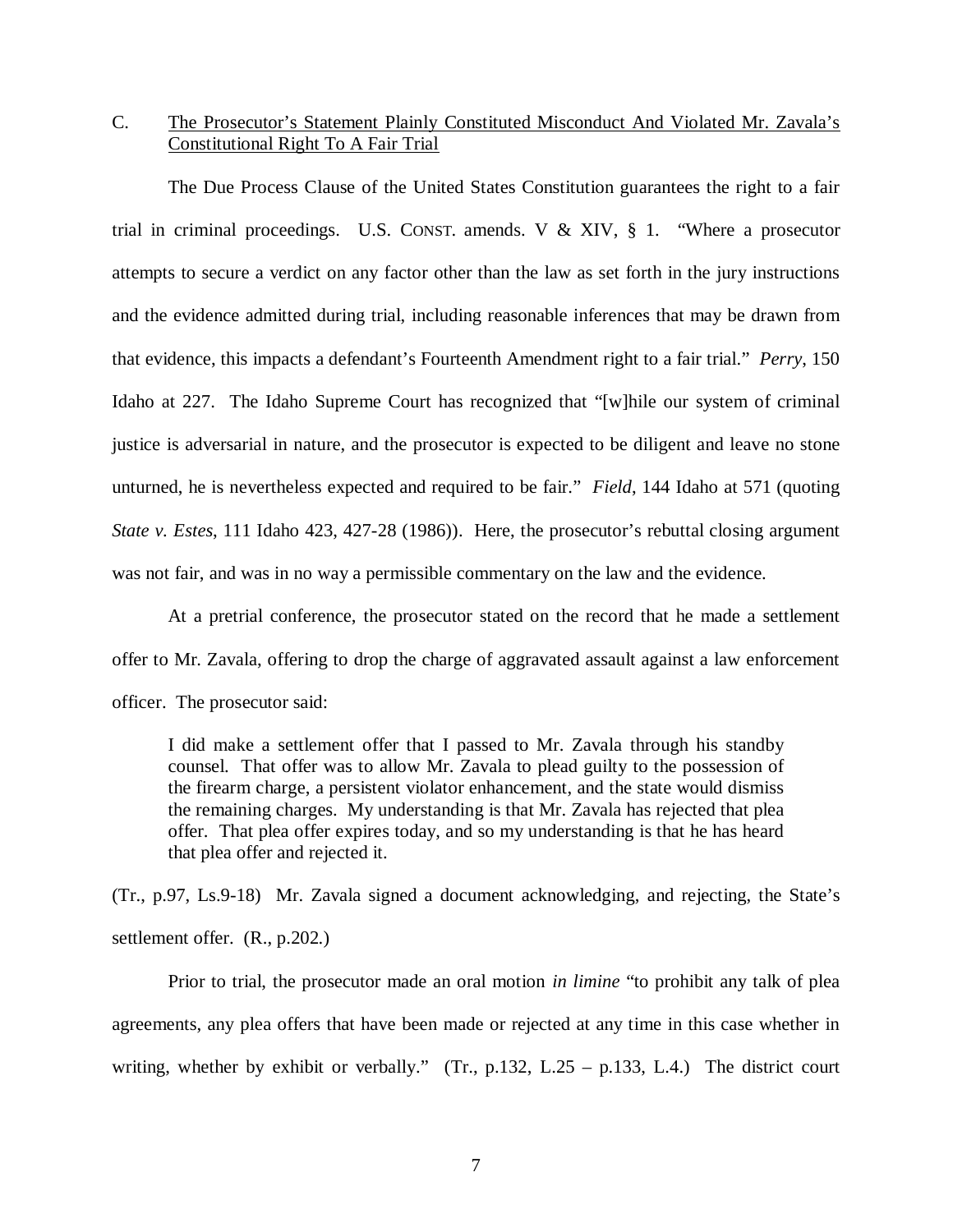C. <u>The Prosecutor's Statement Plainly Constituted Misconduct And Violated Mr. Zavala's Constitutional Right To A Fair Trial</u>

The Due Process Clause of the United States Constitution guarantees the right to a fair trial in criminal proceedings. U.S. CONST. amends. V & XIV, § 1. "Where a prosecutor attempts to secure a verdict on any factor other than the law as set forth in the jury instructions and the evidence admitted during trial, including reasonable inferences that may be drawn from that evidence, this impacts a defendant's Fourteenth Amendment right to a fair trial." *Perry*, 150 Idaho at 227. The Idaho Supreme Court has recognized that "[w]hile our system of criminal justice is adversarial in nature, and the prosecutor is expected to be diligent and leave no stone unturned, he is nevertheless expected and required to be fair." *Field*, 144 Idaho at 571 (quoting *State v. Estes*, 111 Idaho 423, 427-28 (1986)). Here, the prosecutor's rebuttal closing argument was not fair, and was in no way a permissible commentary on the law and the evidence.

At a pretrial conference, the prosecutor stated on the record that he made a settlement offer to Mr. Zavala, offering to drop the charge of aggravated assault against a law enforcement officer. The prosecutor said:

> I did make a settlement offer that I passed to Mr. Zavala through his standby counsel. That offer was to allow Mr. Zavala to plead guilty to the possession of the firearm charge, a persistent violator enhancement, and the state would dismiss the remaining charges. My understanding is that Mr. Zavala has rejected that plea offer. That plea offer expires today, and so my understanding is that he has heard that plea offer and rejected it.

(Tr., p.97, Ls.9-18) Mr. Zavala signed a document acknowledging, and rejecting, the State's settlement offer. (R., p.202.)

Prior to trial, the prosecutor made an oral motion *in limine* "to prohibit any talk of plea agreements, any plea offers that have been made or rejected at any time in this case whether in writing, whether by exhibit or verbally." (Tr., p.132, L.25 – p.133, L.4.) The district court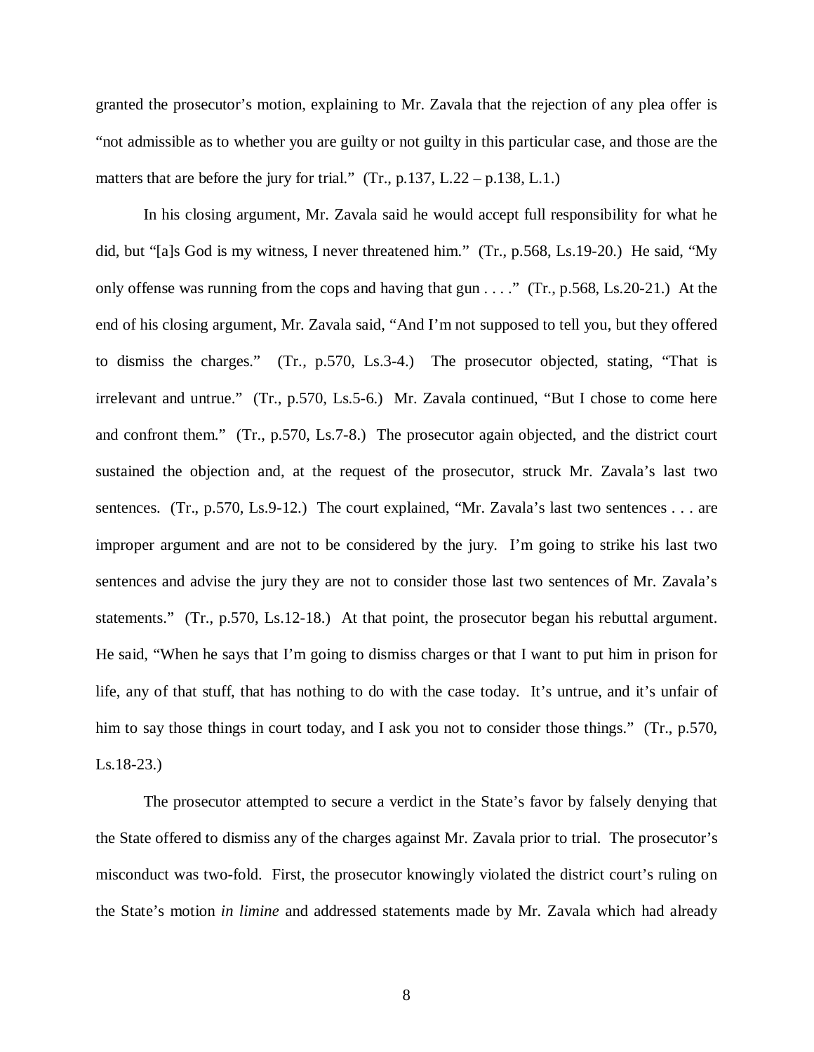granted the prosecutor's motion, explaining to Mr. Zavala that the rejection of any plea offer is "not admissible as to whether you are guilty or not guilty in this particular case, and those are the matters that are before the jury for trial." (Tr., p.137, L.22 – p.138, L.1.)

In his closing argument, Mr. Zavala said he would accept full responsibility for what he did, but "[a]s God is my witness, I never threatened him." (Tr., p.568, Ls.19-20.) He said, "My only offense was running from the cops and having that gun . . . ." (Tr., p.568, Ls.20-21.) At the end of his closing argument, Mr. Zavala said, "And I'm not supposed to tell you, but they offered to dismiss the charges." (Tr., p.570, Ls.3-4.) The prosecutor objected, stating, "That is irrelevant and untrue." (Tr., p.570, Ls.5-6.) Mr. Zavala continued, "But I chose to come here and confront them." (Tr., p.570, Ls.7-8.) The prosecutor again objected, and the district court sustained the objection and, at the request of the prosecutor, struck Mr. Zavala's last two sentences. (Tr., p.570, Ls.9-12.) The court explained, "Mr. Zavala's last two sentences . . . are improper argument and are not to be considered by the jury. I'm going to strike his last two sentences and advise the jury they are not to consider those last two sentences of Mr. Zavala's statements." (Tr., p.570, Ls.12-18.) At that point, the prosecutor began his rebuttal argument. He said, "When he says that I'm going to dismiss charges or that I want to put him in prison for life, any of that stuff, that has nothing to do with the case today. It's untrue, and it's unfair of him to say those things in court today, and I ask you not to consider those things." (Tr., p.570, Ls.18-23.)

The prosecutor attempted to secure a verdict in the State's favor by falsely denying that the State offered to dismiss any of the charges against Mr. Zavala prior to trial. The prosecutor's misconduct was two-fold. First, the prosecutor knowingly violated the district court's ruling on the State's motion *in limine* and addressed statements made by Mr. Zavala which had already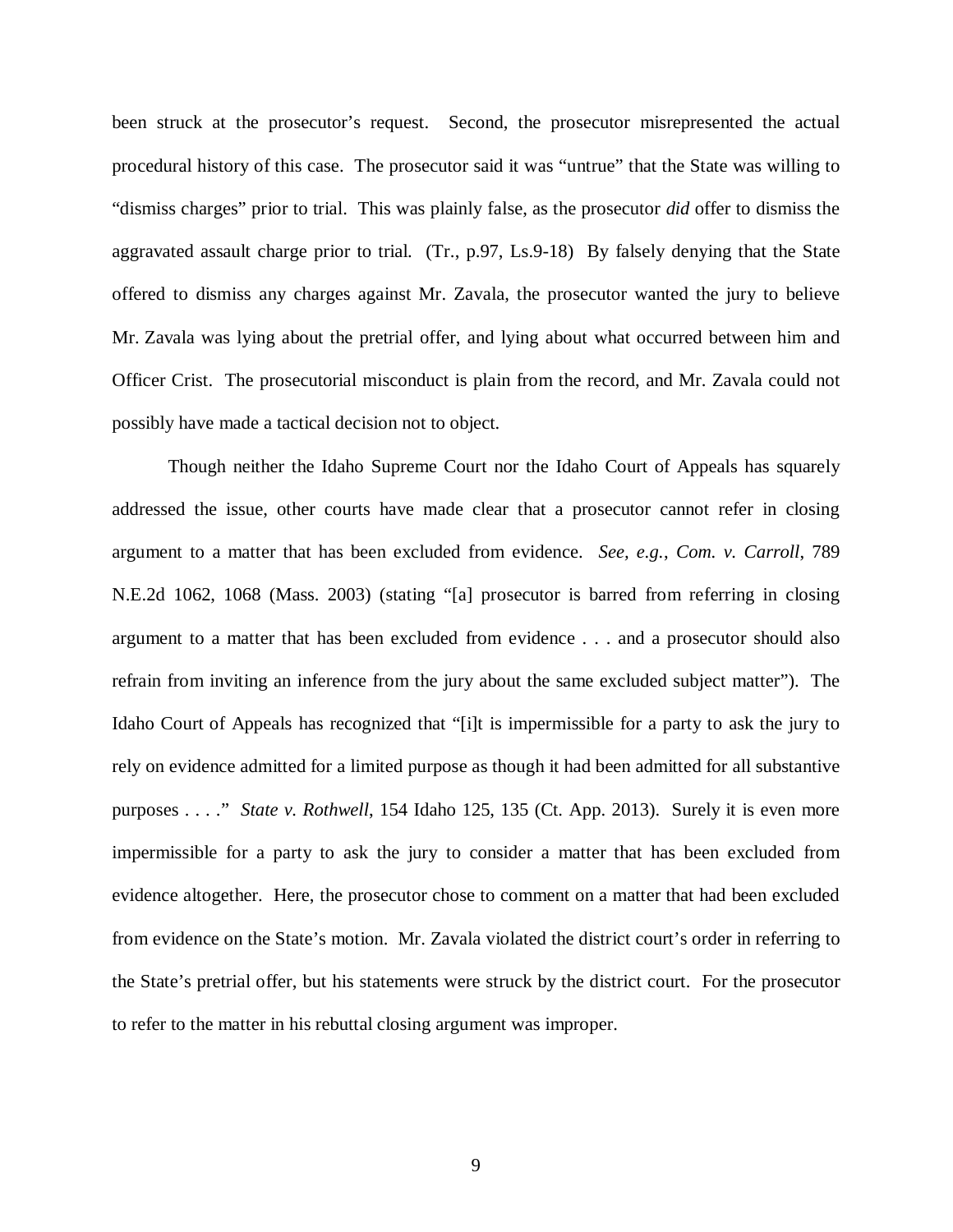been struck at the prosecutor's request. Second, the prosecutor misrepresented the actual procedural history of this case. The prosecutor said it was "untrue" that the State was willing to "dismiss charges" prior to trial. This was plainly false, as the prosecutor *did* offer to dismiss the aggravated assault charge prior to trial. (Tr., p.97, Ls.9-18) By falsely denying that the State offered to dismiss any charges against Mr. Zavala, the prosecutor wanted the jury to believe Mr. Zavala was lying about the pretrial offer, and lying about what occurred between him and Officer Crist. The prosecutorial misconduct is plain from the record, and Mr. Zavala could not possibly have made a tactical decision not to object.

Though neither the Idaho Supreme Court nor the Idaho Court of Appeals has squarely addressed the issue, other courts have made clear that a prosecutor cannot refer in closing argument to a matter that has been excluded from evidence. *See, e.g.*, *Com. v. Carroll*, 789 N.E.2d 1062, 1068 (Mass. 2003) (stating "[a] prosecutor is barred from referring in closing argument to a matter that has been excluded from evidence . . . and a prosecutor should also refrain from inviting an inference from the jury about the same excluded subject matter"). The Idaho Court of Appeals has recognized that "[i]t is impermissible for a party to ask the jury to rely on evidence admitted for a limited purpose as though it had been admitted for all substantive purposes . . . ." *State v. Rothwell*, 154 Idaho 125, 135 (Ct. App. 2013). Surely it is even more impermissible for a party to ask the jury to consider a matter that has been excluded from evidence altogether. Here, the prosecutor chose to comment on a matter that had been excluded from evidence on the State's motion. Mr. Zavala violated the district court's order in referring to the State's pretrial offer, but his statements were struck by the district court. For the prosecutor to refer to the matter in his rebuttal closing argument was improper.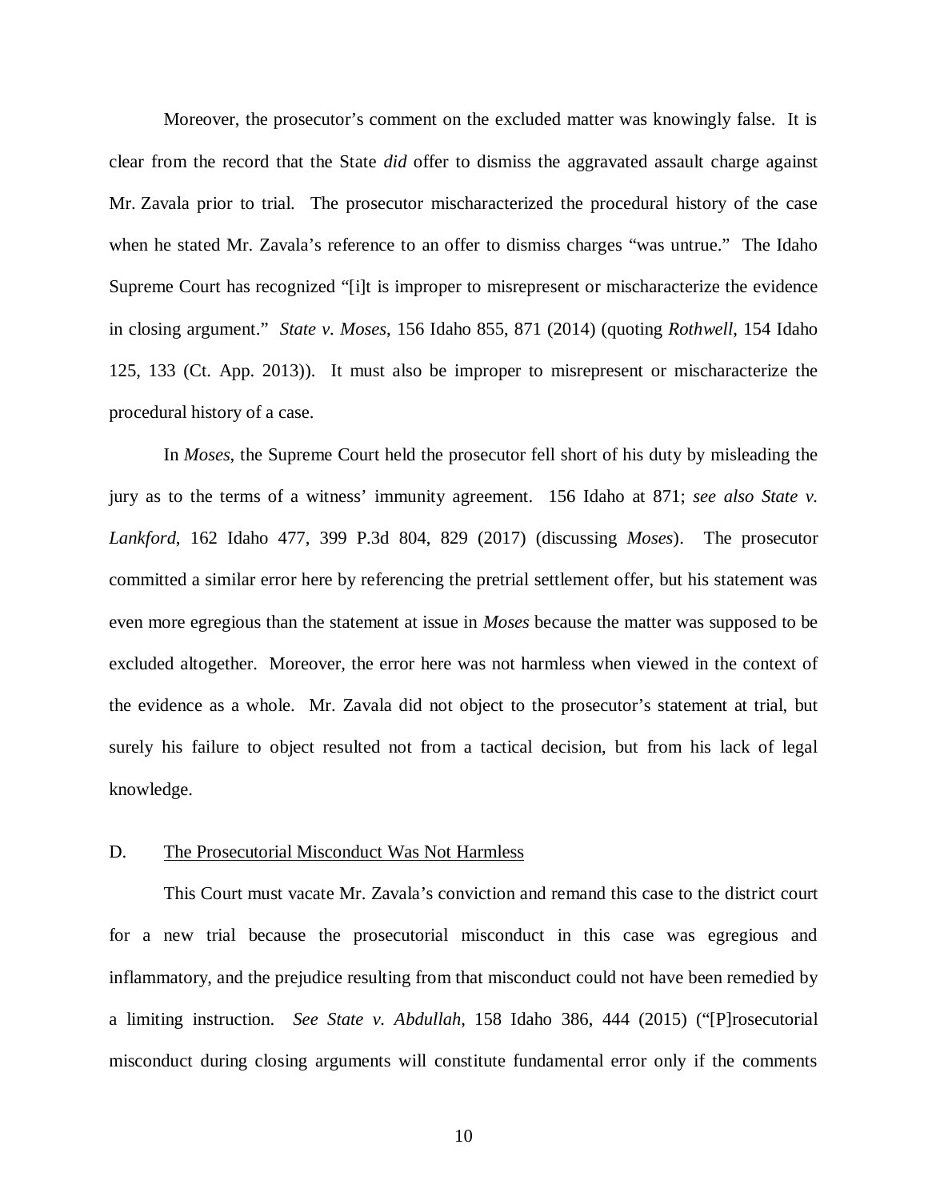Moreover, the prosecutor's comment on the excluded matter was knowingly false. It is clear from the record that the State *did* offer to dismiss the aggravated assault charge against Mr. Zavala prior to trial. The prosecutor mischaracterized the procedural history of the case when he stated Mr. Zavala's reference to an offer to dismiss charges "was untrue." The Idaho Supreme Court has recognized "[i]t is improper to misrepresent or mischaracterize the evidence in closing argument." *State v. Moses*, 156 Idaho 855, 871 (2014) (quoting *Rothwell*, 154 Idaho 125, 133 (Ct. App. 2013)). It must also be improper to misrepresent or mischaracterize the procedural history of a case.

In *Moses*, the Supreme Court held the prosecutor fell short of his duty by misleading the jury as to the terms of a witness' immunity agreement. 156 Idaho at 871; *see also State v. Lankford*, 162 Idaho 477, 399 P.3d 804, 829 (2017) (discussing *Moses*). The prosecutor committed a similar error here by referencing the pretrial settlement offer, but his statement was even more egregious than the statement at issue in *Moses* because the matter was supposed to be excluded altogether. Moreover, the error here was not harmless when viewed in the context of the evidence as a whole. Mr. Zavala did not object to the prosecutor's statement at trial, but surely his failure to object resulted not from a tactical decision, but from his lack of legal knowledge.

D. The Prosecutorial Misconduct Was Not Harmless

This Court must vacate Mr. Zavala's conviction and remand this case to the district court for a new trial because the prosecutorial misconduct in this case was egregious and inflammatory, and the prejudice resulting from that misconduct could not have been remedied by a limiting instruction. *See State v. Abdullah*, 158 Idaho 386, 444 (2015) ("[P]rosecutorial misconduct during closing arguments will constitute fundamental error only if the comments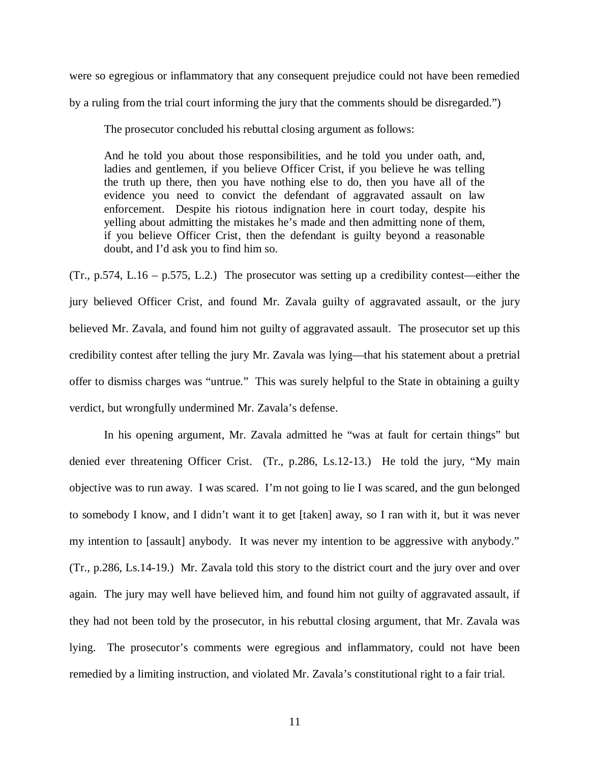were so egregious or inflammatory that any consequent prejudice could not have been remedied by a ruling from the trial court informing the jury that the comments should be disregarded.")

The prosecutor concluded his rebuttal closing argument as follows:

> And he told you about those responsibilities, and he told you under oath, and, ladies and gentlemen, if you believe Officer Crist, if you believe he was telling the truth up there, then you have nothing else to do, then you have all of the evidence you need to convict the defendant of aggravated assault on law enforcement. Despite his riotous indignation here in court today, despite his yelling about admitting the mistakes he's made and then admitting none of them, if you believe Officer Crist, then the defendant is guilty beyond a reasonable doubt, and I'd ask you to find him so.

(Tr., p.574, L.16 – p.575, L.2.) The prosecutor was setting up a credibility contest—either the jury believed Officer Crist, and found Mr. Zavala guilty of aggravated assault, or the jury believed Mr. Zavala, and found him not guilty of aggravated assault. The prosecutor set up this credibility contest after telling the jury Mr. Zavala was lying—that his statement about a pretrial offer to dismiss charges was "untrue." This was surely helpful to the State in obtaining a guilty verdict, but wrongfully undermined Mr. Zavala's defense.

In his opening argument, Mr. Zavala admitted he "was at fault for certain things" but denied ever threatening Officer Crist. (Tr., p.286, Ls.12-13.) He told the jury, "My main objective was to run away. I was scared. I'm not going to lie I was scared, and the gun belonged to somebody I know, and I didn't want it to get [taken] away, so I ran with it, but it was never my intention to [assault] anybody. It was never my intention to be aggressive with anybody." (Tr., p.286, Ls.14-19.) Mr. Zavala told this story to the district court and the jury over and over again. The jury may well have believed him, and found him not guilty of aggravated assault, if they had not been told by the prosecutor, in his rebuttal closing argument, that Mr. Zavala was lying. The prosecutor's comments were egregious and inflammatory, could not have been remedied by a limiting instruction, and violated Mr. Zavala's constitutional right to a fair trial.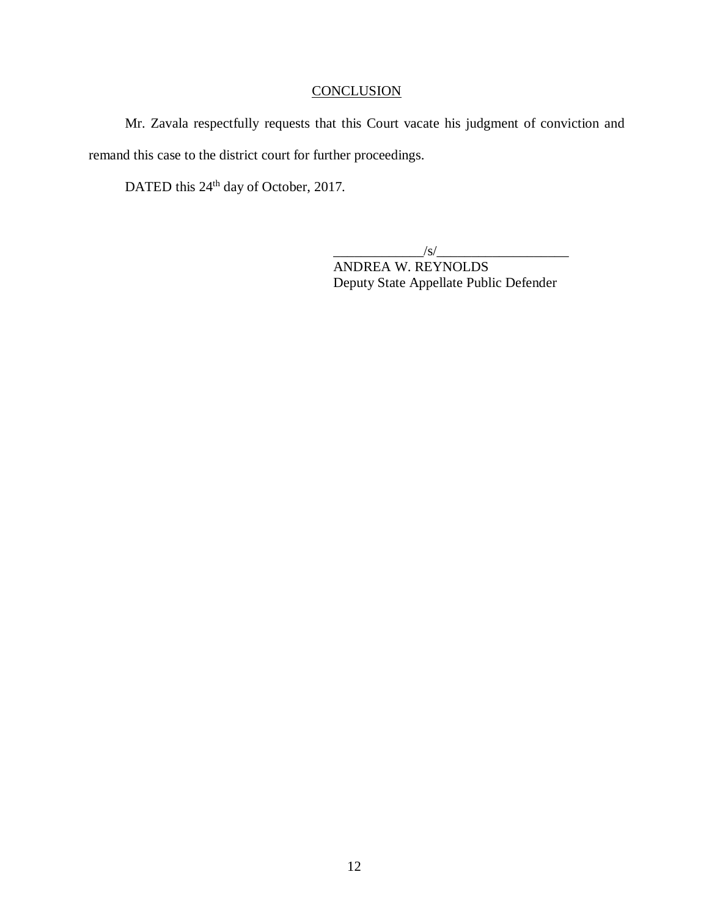## CONCLUSION

Mr. Zavala respectfully requests that this Court vacate his judgment of conviction and remand this case to the district court for further proceedings.

DATED this 24th day of October, 2017.

_____________/s/___________________
ANDREA W. REYNOLDS
Deputy State Appellate Public Defender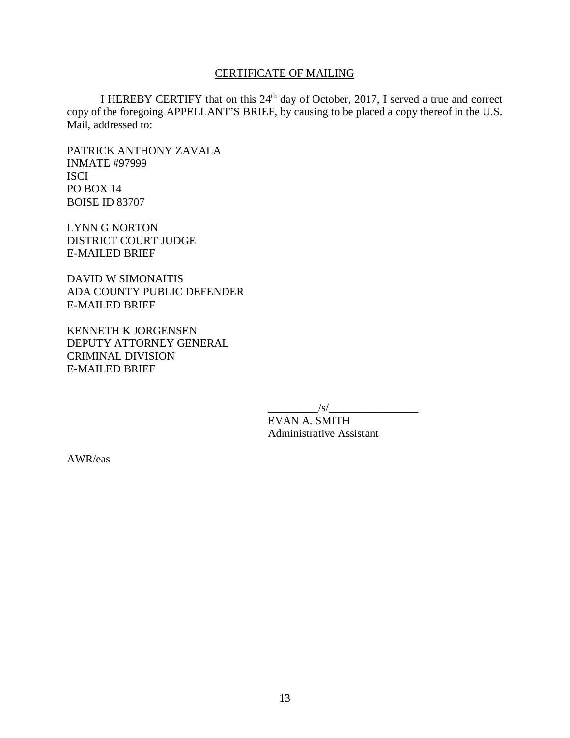## CERTIFICATE OF MAILING

I HEREBY CERTIFY that on this 24th day of October, 2017, I served a true and correct copy of the foregoing APPELLANT'S BRIEF, by causing to be placed a copy thereof in the U.S. Mail, addressed to:

PATRICK ANTHONY ZAVALA
INMATE #97999
ISCI
PO BOX 14
BOISE ID 83707

LYNN G NORTON
DISTRICT COURT JUDGE
E-MAILED BRIEF

DAVID W SIMONAITIS
ADA COUNTY PUBLIC DEFENDER
E-MAILED BRIEF

KENNETH K JORGENSEN
DEPUTY ATTORNEY GENERAL
CRIMINAL DIVISION
E-MAILED BRIEF

_________/s/________________
EVAN A. SMITH
Administrative Assistant

AWR/eas